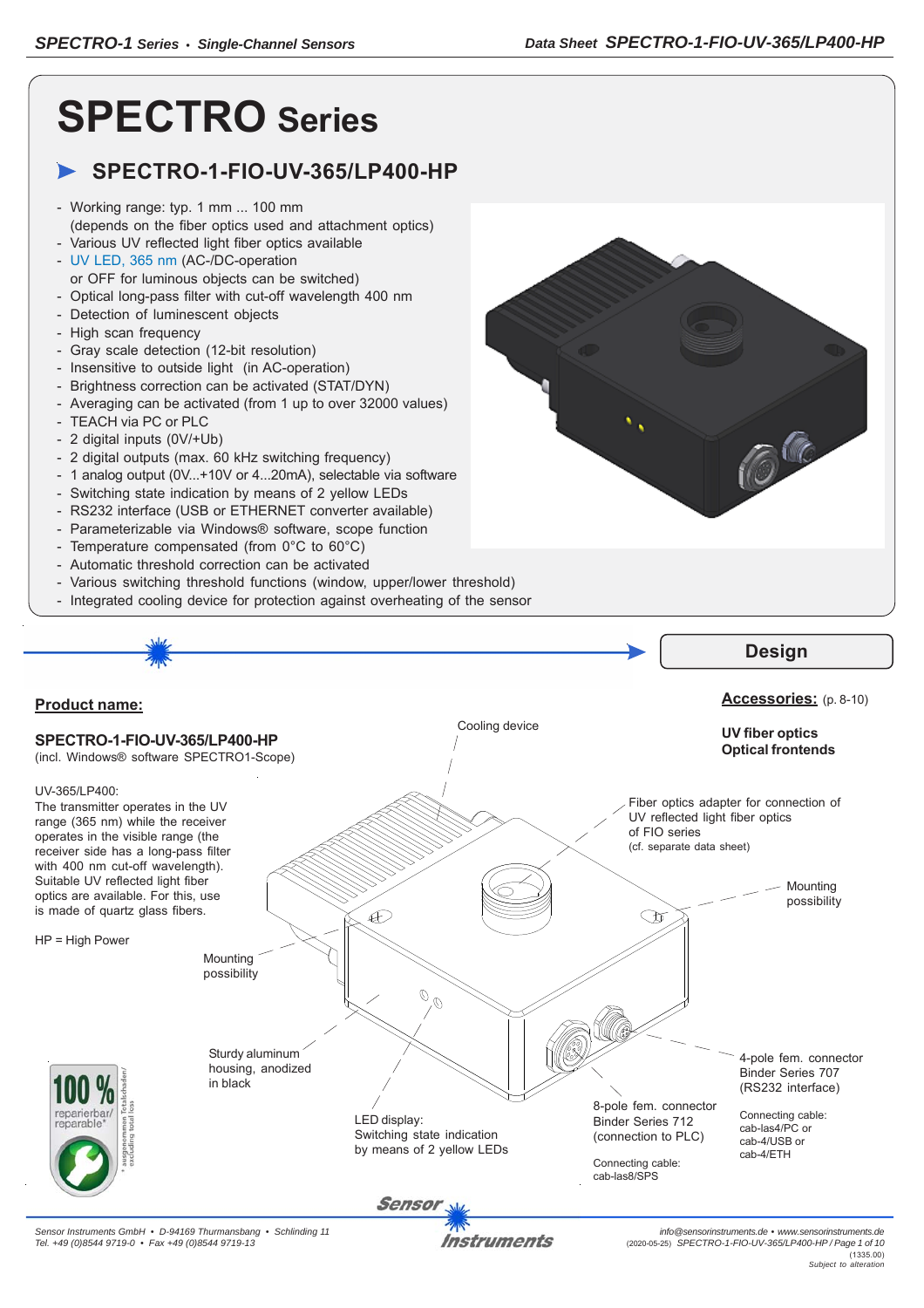# SPECTRO Series

## SPECTRO-1-FIO-UV-365/LP400-HP

- Working range: typ. 1 mm ... 100 mm
  (depends on the fiber optics used and attachment optics)
- Various UV reflected light fiber optics available
- UV LED, 365 nm (AC-/DC-operation
  or OFF for luminous objects can be switched)
- Optical long-pass filter with cut-off wavelength 400 nm
- Detection of luminescent objects
- High scan frequency
- Gray scale detection (12-bit resolution)
- Insensitive to outside light (in AC-operation)
- Brightness correction can be activated (STAT/DYN)
- Averaging can be activated (from 1 up to over 32000 values)
- TEACH via PC or PLC
- 2 digital inputs (0V/+Ub)
- 2 digital outputs (max. 60 kHz switching frequency)
- 1 analog output (0V...+10V or 4...20mA), selectable via software
- Switching state indication by means of 2 yellow LEDs
- RS232 interface (USB or ETHERNET converter available)
- Parameterizable via Windows® software, scope function
- Temperature compensated (from 0°C to 60°C)
- Automatic threshold correction can be activated
- Various switching threshold functions (window, upper/lower threshold)
- Integrated cooling device for protection against overheating of the sensor

## Design

**Product name:**

**SPECTRO-1-FIO-UV-365/LP400-HP**
(incl. Windows® software SPECTRO1-Scope)

UV-365/LP400:
The transmitter operates in the UV range (365 nm) while the receiver operates in the visible range (the receiver side has a long-pass filter with 400 nm cut-off wavelength). Suitable UV reflected light fiber optics are available. For this, use is made of quartz glass fibers.

HP = High Power

**Accessories:** (p. 8-10)

**UV fiber optics**
**Optical frontends**

Cooling device

Fiber optics adapter for connection of UV reflected light fiber optics of FIO series
(cf. separate data sheet)

Mounting possibility

Mounting possibility

Sturdy aluminum housing, anodized in black

LED display:
Switching state indication by means of 2 yellow LEDs

8-pole fem. connector
Binder Series 712
(connection to PLC)

Connecting cable:
cab-las8/SPS

4-pole fem. connector
Binder Series 707
(RS232 interface)

Connecting cable:
cab-las4/PC or
cab-4/USB or
cab-4/ETH

100 % reparierbar/reparable*
* ausgenommen Totalschaden/excluding total loss

Sensor Instruments GmbH • D-94169 Thurmansbang • Schlinding 11
Tel. +49 (0)8544 9719-0 • Fax +49 (0)8544 9719-13

info@sensorinstruments.de • www.sensorinstruments.de
(2020-05-25) SPECTRO-1-FIO-UV-365/LP400-HP
(1335.00)
Subject to alteration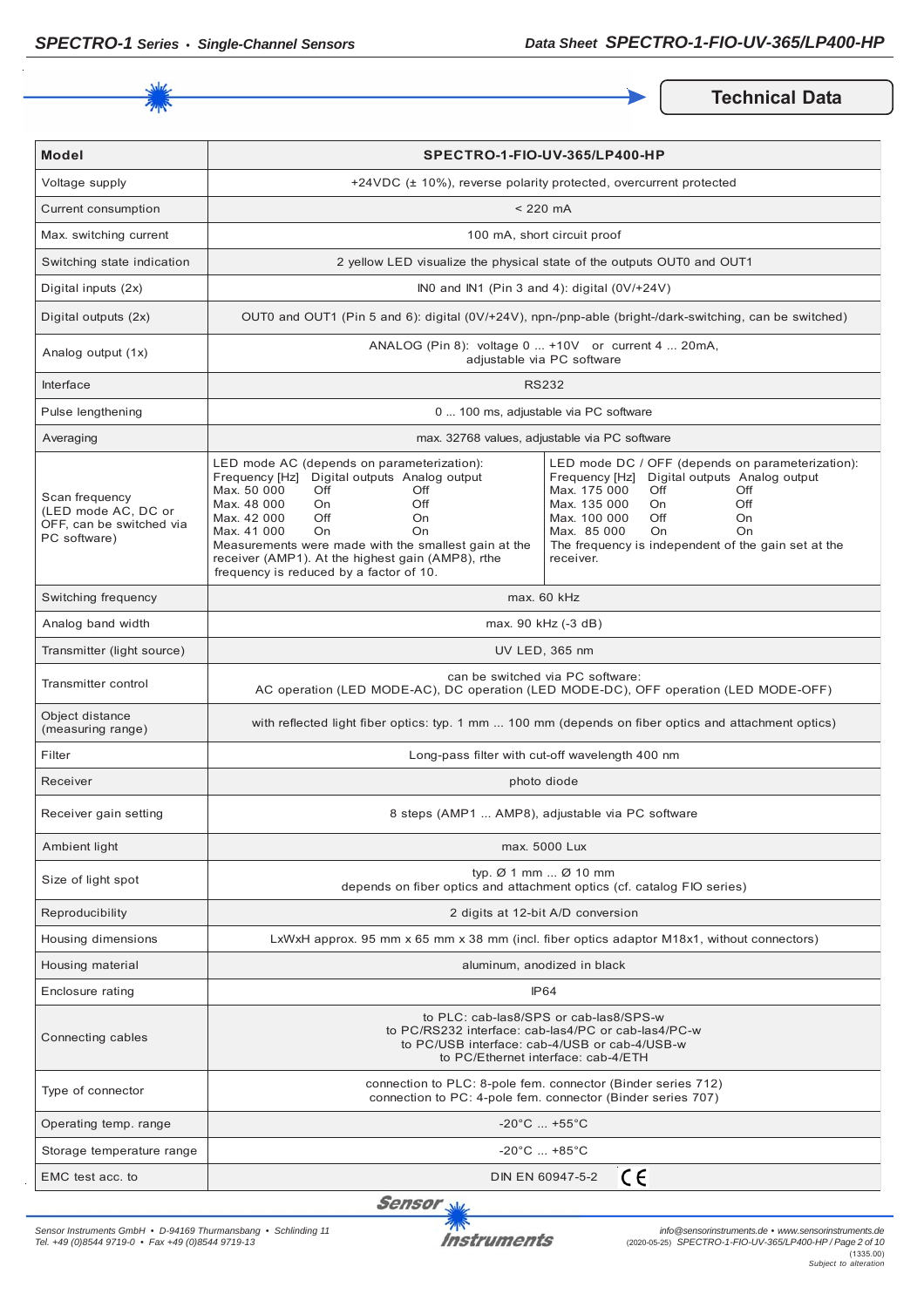## Technical Data

| Model | SPECTRO-1-FIO-UV-365/LP400-HP | |
|---|---|---|
| Voltage supply | +24VDC (± 10%), reverse polarity protected, overcurrent protected | |
| Current consumption | < 220 mA | |
| Max. switching current | 100 mA, short circuit proof | |
| Switching state indication | 2 yellow LED visualize the physical state of the outputs OUT0 and OUT1 | |
| Digital inputs (2x) | IN0 and IN1 (Pin 3 and 4): digital (0V/+24V) | |
| Digital outputs (2x) | OUT0 and OUT1 (Pin 5 and 6): digital (0V/+24V), npn-/pnp-able (bright-/dark-switching, can be switched) | |
| Analog output (1x) | ANALOG (Pin 8): voltage 0 ... +10V or current 4 ... 20mA, adjustable via PC software | |
| Interface | RS232 | |
| Pulse lengthening | 0 ... 100 ms, adjustable via PC software | |
| Averaging | max. 32768 values, adjustable via PC software | |
| Scan frequency (LED mode AC, DC or OFF, can be switched via PC software) | LED mode AC (depends on parameterization):<br>Frequency [Hz] Digital outputs Analog output<br>Max. 50 000 Off Off<br>Max. 48 000 On Off<br>Max. 42 000 Off On<br>Max. 41 000 On On<br>Measurements were made with the smallest gain at the receiver (AMP1). At the highest gain (AMP8), rthe frequency is reduced by a factor of 10. | LED mode DC / OFF (depends on parameterization):<br>Frequency [Hz] Digital outputs Analog output<br>Max. 175 000 Off Off<br>Max. 135 000 On Off<br>Max. 100 000 Off On<br>Max. 85 000 On On<br>The frequency is independent of the gain set at the receiver. |
| Switching frequency | max. 60 kHz | |
| Analog band width | max. 90 kHz (-3 dB) | |
| Transmitter (light source) | UV LED, 365 nm | |
| Transmitter control | can be switched via PC software:<br>AC operation (LED MODE-AC), DC operation (LED MODE-DC), OFF operation (LED MODE-OFF) | |
| Object distance (measuring range) | with reflected light fiber optics: typ. 1 mm ... 100 mm (depends on fiber optics and attachment optics) | |
| Filter | Long-pass filter with cut-off wavelength 400 nm | |
| Receiver | photo diode | |
| Receiver gain setting | 8 steps (AMP1 ... AMP8), adjustable via PC software | |
| Ambient light | max. 5000 Lux | |
| Size of light spot | typ. Ø 1 mm ... Ø 10 mm<br>depends on fiber optics and attachment optics (cf. catalog FIO series) | |
| Reproducibility | 2 digits at 12-bit A/D conversion | |
| Housing dimensions | LxWxH approx. 95 mm x 65 mm x 38 mm (incl. fiber optics adaptor M18x1, without connectors) | |
| Housing material | aluminum, anodized in black | |
| Enclosure rating | IP64 | |
| Connecting cables | to PLC: cab-las8/SPS or cab-las8/SPS-w<br>to PC/RS232 interface: cab-las4/PC or cab-las4/PC-w<br>to PC/USB interface: cab-4/USB or cab-4/USB-w<br>to PC/Ethernet interface: cab-4/ETH | |
| Type of connector | connection to PLC: 8-pole fem. connector (Binder series 712)<br>connection to PC: 4-pole fem. connector (Binder series 707) | |
| Operating temp. range | -20°C ... +55°C | |
| Storage temperature range | -20°C ... +85°C | |
| EMC test acc. to | DIN EN 60947-5-2 CE | |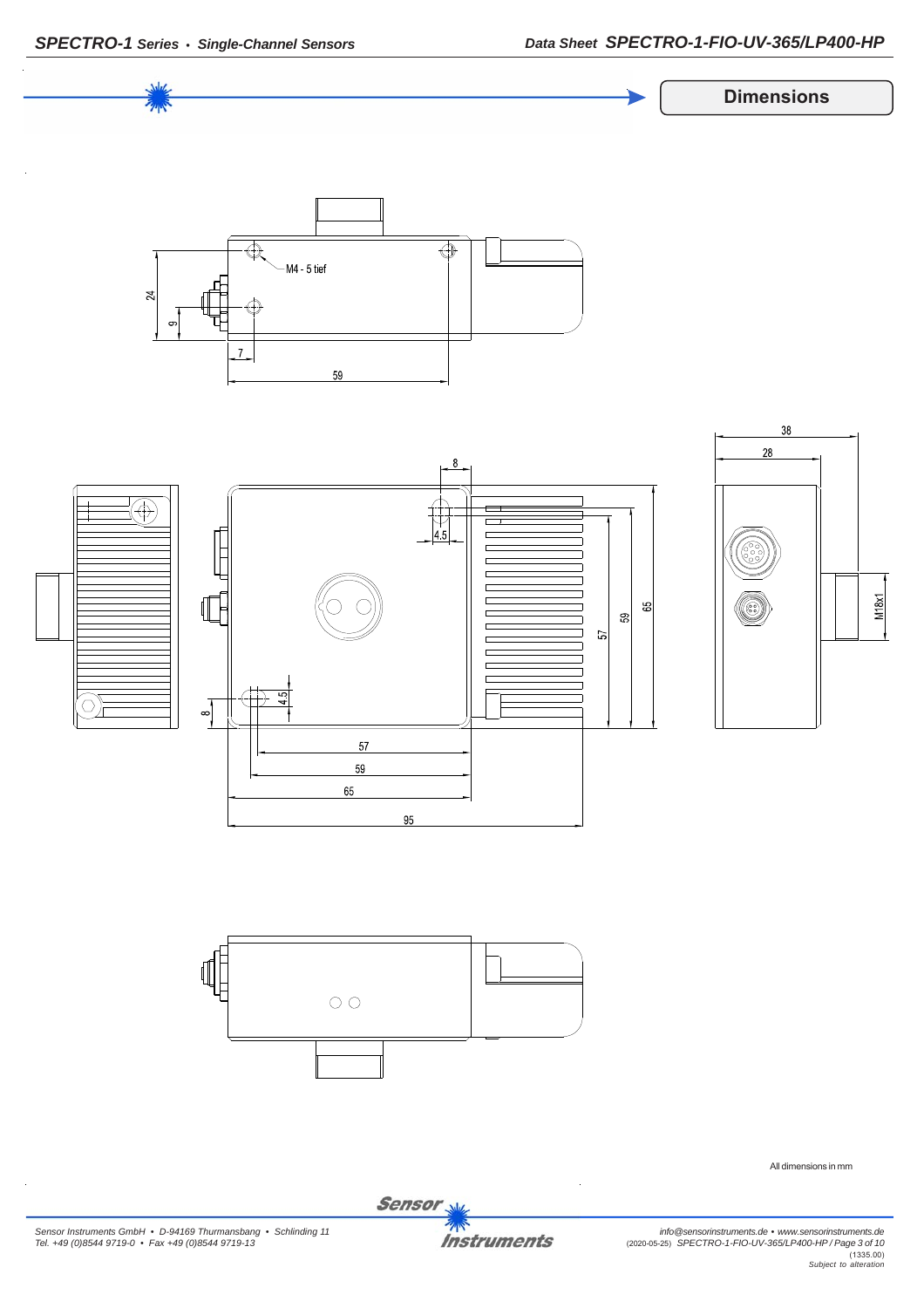## Dimensions

M4 - 5 tief

24

9

7

59

8

4.5

57

59

65

8

4.5

57

59

65

95

38

28

M18x1

All dimensions in mm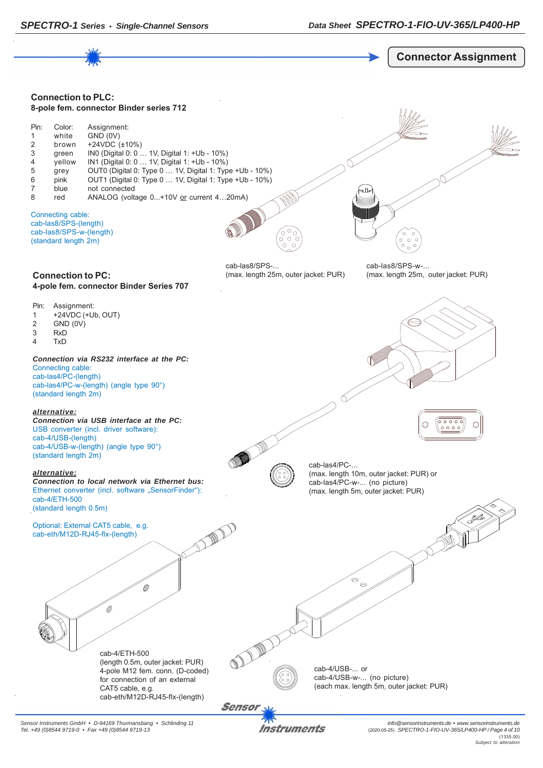## Connector Assignment

### Connection to PLC:

**8-pole fem. connector Binder series 712**

| Pin: | Color: | Assignment: |
|---|---|---|
| 1 | white | GND (0V) |
| 2 | brown | +24VDC (±10%) |
| 3 | green | IN0 (Digital 0: 0 … 1V, Digital 1: +Ub - 10%) |
| 4 | yellow | IN1 (Digital 0: 0 … 1V, Digital 1: +Ub - 10%) |
| 5 | grey | OUT0 (Digital 0: Type 0 … 1V, Digital 1: Type +Ub - 10%) |
| 6 | pink | OUT1 (Digital 0: Type 0 … 1V, Digital 1: Type +Ub - 10%) |
| 7 | blue | not connected |
| 8 | red | ANALOG (voltage 0...+10V or current 4…20mA) |

Connecting cable:
cab-las8/SPS-(length)
cab-las8/SPS-w-(length)
(standard length 2m)

cab-las8/SPS-...
(max. length 25m, outer jacket: PUR)

cab-las8/SPS-w-...
(max. length 25m, outer jacket: PUR)

### Connection to PC:

**4-pole fem. connector Binder Series 707**

| Pin: | Assignment: |
|---|---|
| 1 | +24VDC (+Ub, OUT) |
| 2 | GND (0V) |
| 3 | RxD |
| 4 | TxD |

***Connection via RS232 interface at the PC:***
Connecting cable:
cab-las4/PC-(length)
cab-las4/PC-w-(length) (angle type 90°)
(standard length 2m)

***alternative:***
***Connection via USB interface at the PC:***
USB converter (incl. driver software):
cab-4/USB-(length)
cab-4/USB-w-(length) (angle type 90°)
(standard length 2m)

***alternative:***
***Connection to local network via Ethernet bus:***
Ethernet converter (incl. software „SensorFinder"):
cab-4/ETH-500
(standard length 0.5m)

Optional: External CAT5 cable, e.g.
cab-eth/M12D-RJ45-flx-(length)

cab-las4/PC-...
(max. length 10m, outer jacket: PUR) or
cab-las4/PC-w-... (no picture)
(max. length 5m, outer jacket: PUR)

cab-4/ETH-500
(length 0.5m, outer jacket: PUR)
4-pole M12 fem. conn. (D-coded)
for connection of an external
CAT5 cable, e.g.
cab-eth/M12D-RJ45-flx-(length)

cab-4/USB-... or
cab-4/USB-w-... (no picture)
(each max. length 5m, outer jacket: PUR)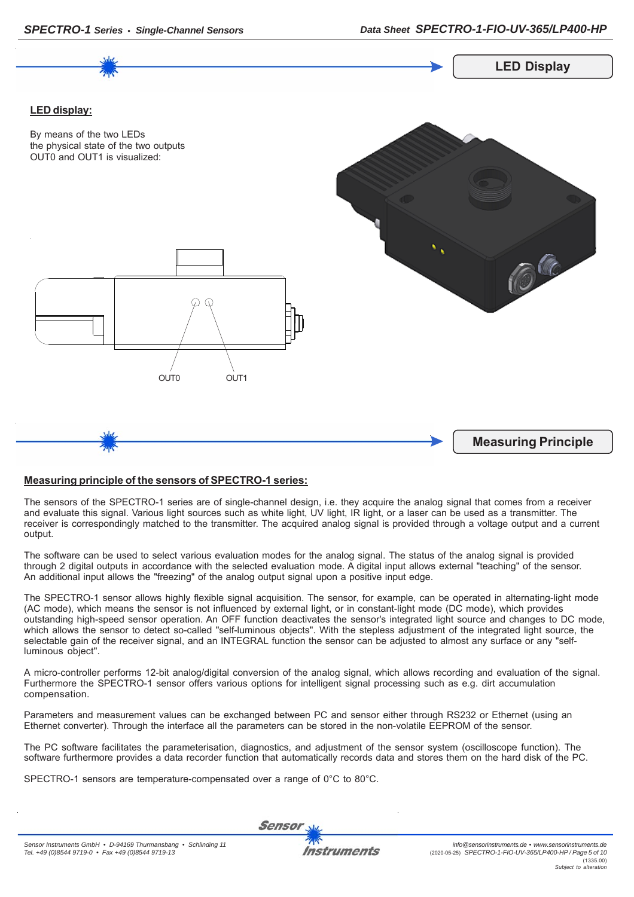## LED Display

**LED display:**

By means of the two LEDs the physical state of the two outputs OUT0 and OUT1 is visualized:

OUT0 OUT1

## Measuring Principle

**Measuring principle of the sensors of SPECTRO-1 series:**

The sensors of the SPECTRO-1 series are of single-channel design, i.e. they acquire the analog signal that comes from a receiver and evaluate this signal. Various light sources such as white light, UV light, IR light, or a laser can be used as a transmitter. The receiver is correspondingly matched to the transmitter. The acquired analog signal is provided through a voltage output and a current output.

The software can be used to select various evaluation modes for the analog signal. The status of the analog signal is provided through 2 digital outputs in accordance with the selected evaluation mode. A digital input allows external "teaching" of the sensor. An additional input allows the "freezing" of the analog output signal upon a positive input edge.

The SPECTRO-1 sensor allows highly flexible signal acquisition. The sensor, for example, can be operated in alternating-light mode (AC mode), which means the sensor is not influenced by external light, or in constant-light mode (DC mode), which provides outstanding high-speed sensor operation. An OFF function deactivates the sensor's integrated light source and changes to DC mode, which allows the sensor to detect so-called "self-luminous objects". With the stepless adjustment of the integrated light source, the selectable gain of the receiver signal, and an INTEGRAL function the sensor can be adjusted to almost any surface or any "self-luminous object".

A micro-controller performs 12-bit analog/digital conversion of the analog signal, which allows recording and evaluation of the signal. Furthermore the SPECTRO-1 sensor offers various options for intelligent signal processing such as e.g. dirt accumulation compensation.

Parameters and measurement values can be exchanged between PC and sensor either through RS232 or Ethernet (using an Ethernet converter). Through the interface all the parameters can be stored in the non-volatile EEPROM of the sensor.

The PC software facilitates the parameterisation, diagnostics, and adjustment of the sensor system (oscilloscope function). The software furthermore provides a data recorder function that automatically records data and stores them on the hard disk of the PC.

SPECTRO-1 sensors are temperature-compensated over a range of 0°C to 80°C.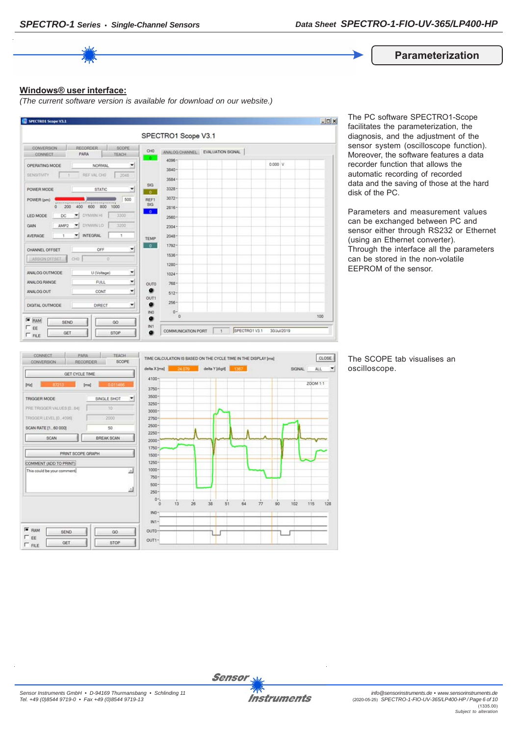## Parameterization

**Windows® user interface:**

*(The current software version is available for download on our website.)*

The PC software SPECTRO1-Scope facilitates the parameterization, the diagnosis, and the adjustment of the sensor system (oscilloscope function). Moreover, the software features a data recorder function that allows the automatic recording of recorded data and the saving of those at the hard disk of the PC.

Parameters and measurement values can be exchanged between PC and sensor either through RS232 or Ethernet (using an Ethernet converter). Through the interface all the parameters can be stored in the non-volatile EEPROM of the sensor.

The SCOPE tab visualises an oscilloscope.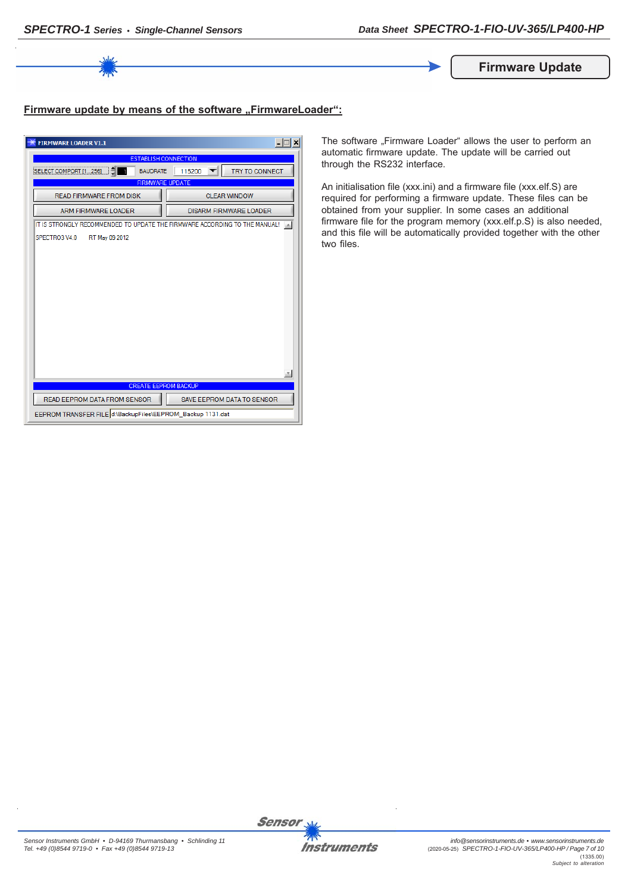## Firmware Update

### Firmware update by means of the software „FirmwareLoader“:

The software „Firmware Loader“ allows the user to perform an automatic firmware update. The update will be carried out through the RS232 interface.

An initialisation file (xxx.ini) and a firmware file (xxx.elf.S) are required for performing a firmware update. These files can be obtained from your supplier. In some cases an additional firmware file for the program memory (xxx.elf.p.S) is also needed, and this file will be automatically provided together with the other two files.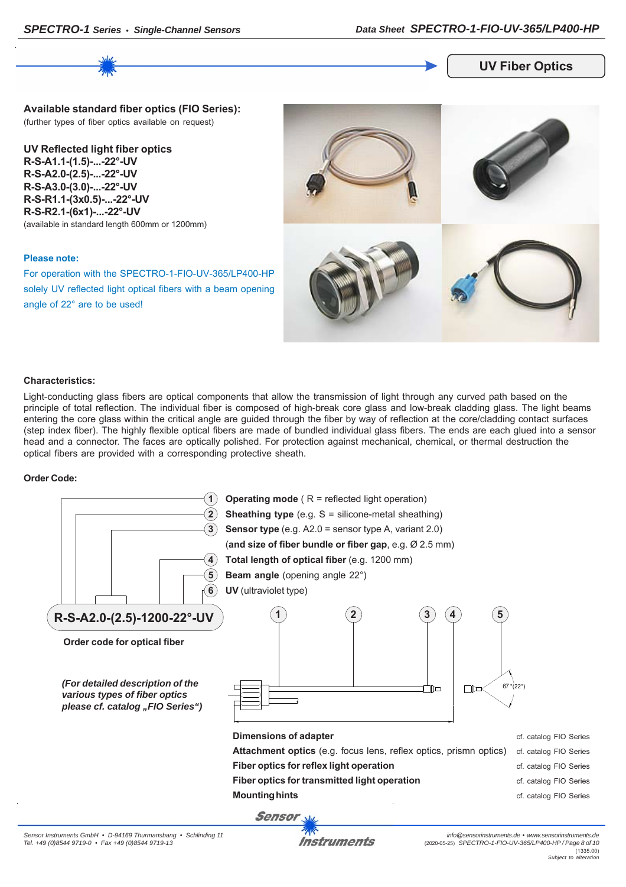## UV Fiber Optics

**Available standard fiber optics (FIO Series):**
(further types of fiber optics available on request)

**UV Reflected light fiber optics**
**R-S-A1.1-(1.5)-...-22°-UV**
**R-S-A2.0-(2.5)-...-22°-UV**
**R-S-A3.0-(3.0)-...-22°-UV**
**R-S-R1.1-(3x0.5)-...-22°-UV**
**R-S-R2.1-(6x1)-...-22°-UV**
(available in standard length 600mm or 1200mm)

**Please note:**
For operation with the SPECTRO-1-FIO-UV-365/LP400-HP solely UV reflected light optical fibers with a beam opening angle of 22° are to be used!

**Characteristics:**

Light-conducting glass fibers are optical components that allow the transmission of light through any curved path based on the principle of total reflection. The individual fiber is composed of high-break core glass and low-break cladding glass. The light beams entering the core glass within the critical angle are guided through the fiber by way of reflection at the core/cladding contact surfaces (step index fiber). The highly flexible optical fibers are made of bundled individual glass fibers. The ends are each glued into a sensor head and a connector. The faces are optically polished. For protection against mechanical, chemical, or thermal destruction the optical fibers are provided with a corresponding protective sheath.

**Order Code:**

1. **Operating mode** ( R = reflected light operation)
2. **Sheathing type** (e.g. S = silicone-metal sheathing)
3. **Sensor type** (e.g. A2.0 = sensor type A, variant 2.0)
   (**and size of fiber bundle or fiber gap**, e.g. Ø 2.5 mm)
4. **Total length of optical fiber** (e.g. 1200 mm)
5. **Beam angle** (opening angle 22°)
6. **UV** (ultraviolet type)

**R-S-A2.0-(2.5)-1200-22°-UV**

**Order code for optical fiber**

*(For detailed description of the various types of fiber optics please cf. catalog „FIO Series“)*

67°(22°)

| | |
|---|---|
| **Dimensions of adapter** | cf. catalog FIO Series |
| **Attachment optics** (e.g. focus lens, reflex optics, prismn optics) | cf. catalog FIO Series |
| **Fiber optics for reflex light operation** | cf. catalog FIO Series |
| **Fiber optics for transmitted light operation** | cf. catalog FIO Series |
| **Mounting hints** | cf. catalog FIO Series |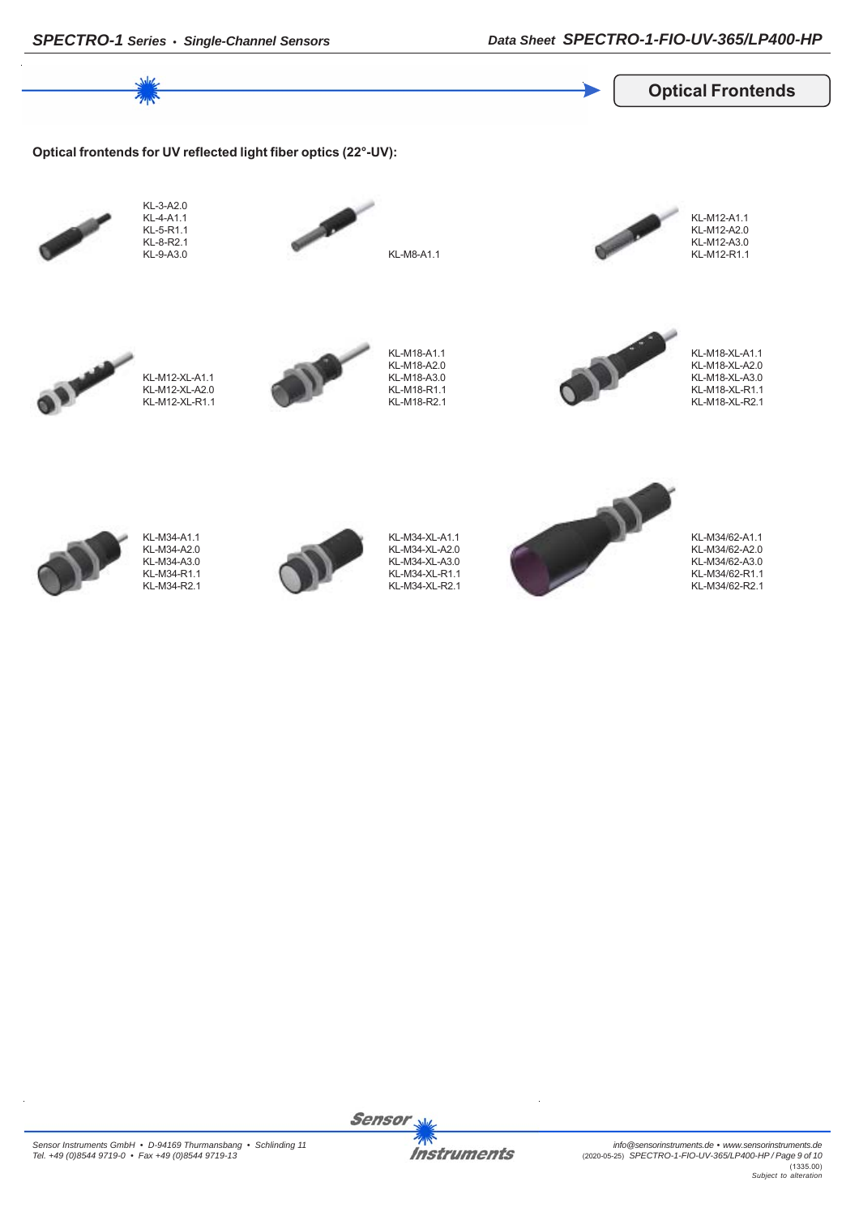## Optical Frontends

**Optical frontends for UV reflected light fiber optics (22°-UV):**

KL-3-A2.0
KL-4-A1.1
KL-5-R1.1
KL-8-R2.1
KL-9-A3.0

KL-M8-A1.1

KL-M12-A1.1
KL-M12-A2.0
KL-M12-A3.0
KL-M12-R1.1

KL-M12-XL-A1.1
KL-M12-XL-A2.0
KL-M12-XL-R1.1

KL-M18-A1.1
KL-M18-A2.0
KL-M18-A3.0
KL-M18-R1.1
KL-M18-R2.1

KL-M18-XL-A1.1
KL-M18-XL-A2.0
KL-M18-XL-A3.0
KL-M18-XL-R1.1
KL-M18-XL-R2.1

KL-M34-A1.1
KL-M34-A2.0
KL-M34-A3.0
KL-M34-R1.1
KL-M34-R2.1

KL-M34-XL-A1.1
KL-M34-XL-A2.0
KL-M34-XL-A3.0
KL-M34-XL-R1.1
KL-M34-XL-R2.1

KL-M34/62-A1.1
KL-M34/62-A2.0
KL-M34/62-A3.0
KL-M34/62-R1.1
KL-M34/62-R2.1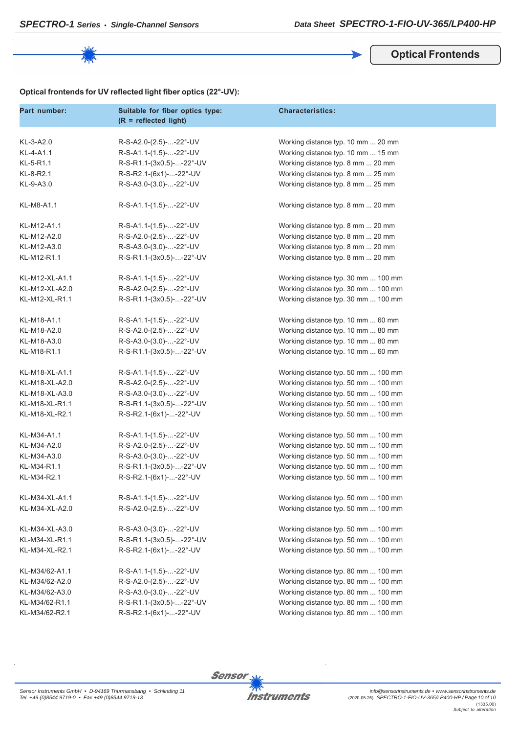## Optical Frontends

**Optical frontends for UV reflected light fiber optics (22°-UV):**

| Part number: | Suitable for fiber optics type: (R = reflected light) | Characteristics: |
|---|---|---|
| KL-3-A2.0 | R-S-A2.0-(2.5)-...-22°-UV | Working distance typ. 10 mm ... 20 mm |
| KL-4-A1.1 | R-S-A1.1-(1.5)-...-22°-UV | Working distance typ. 10 mm ... 15 mm |
| KL-5-R1.1 | R-S-R1.1-(3x0.5)-...-22°-UV | Working distance typ. 8 mm ... 20 mm |
| KL-8-R2.1 | R-S-R2.1-(6x1)-...-22°-UV | Working distance typ. 8 mm ... 25 mm |
| KL-9-A3.0 | R-S-A3.0-(3.0)-...-22°-UV | Working distance typ. 8 mm ... 25 mm |
| KL-M8-A1.1 | R-S-A1.1-(1.5)-...-22°-UV | Working distance typ. 8 mm ... 20 mm |
| KL-M12-A1.1 | R-S-A1.1-(1.5)-...-22°-UV | Working distance typ. 8 mm ... 20 mm |
| KL-M12-A2.0 | R-S-A2.0-(2.5)-...-22°-UV | Working distance typ. 8 mm ... 20 mm |
| KL-M12-A3.0 | R-S-A3.0-(3.0)-...-22°-UV | Working distance typ. 8 mm ... 20 mm |
| KL-M12-R1.1 | R-S-R1.1-(3x0.5)-...-22°-UV | Working distance typ. 8 mm ... 20 mm |
| KL-M12-XL-A1.1 | R-S-A1.1-(1.5)-...-22°-UV | Working distance typ. 30 mm ... 100 mm |
| KL-M12-XL-A2.0 | R-S-A2.0-(2.5)-...-22°-UV | Working distance typ. 30 mm ... 100 mm |
| KL-M12-XL-R1.1 | R-S-R1.1-(3x0.5)-...-22°-UV | Working distance typ. 30 mm ... 100 mm |
| KL-M18-A1.1 | R-S-A1.1-(1.5)-...-22°-UV | Working distance typ. 10 mm ... 60 mm |
| KL-M18-A2.0 | R-S-A2.0-(2.5)-...-22°-UV | Working distance typ. 10 mm ... 80 mm |
| KL-M18-A3.0 | R-S-A3.0-(3.0)-...-22°-UV | Working distance typ. 10 mm ... 80 mm |
| KL-M18-R1.1 | R-S-R1.1-(3x0.5)-...-22°-UV | Working distance typ. 10 mm ... 60 mm |
| KL-M18-XL-A1.1 | R-S-A1.1-(1.5)-...-22°-UV | Working distance typ. 50 mm ... 100 mm |
| KL-M18-XL-A2.0 | R-S-A2.0-(2.5)-...-22°-UV | Working distance typ. 50 mm ... 100 mm |
| KL-M18-XL-A3.0 | R-S-A3.0-(3.0)-...-22°-UV | Working distance typ. 50 mm ... 100 mm |
| KL-M18-XL-R1.1 | R-S-R1.1-(3x0.5)-...-22°-UV | Working distance typ. 50 mm ... 100 mm |
| KL-M18-XL-R2.1 | R-S-R2.1-(6x1)-...-22°-UV | Working distance typ. 50 mm ... 100 mm |
| KL-M34-A1.1 | R-S-A1.1-(1.5)-...-22°-UV | Working distance typ. 50 mm ... 100 mm |
| KL-M34-A2.0 | R-S-A2.0-(2.5)-...-22°-UV | Working distance typ. 50 mm ... 100 mm |
| KL-M34-A3.0 | R-S-A3.0-(3.0)-...-22°-UV | Working distance typ. 50 mm ... 100 mm |
| KL-M34-R1.1 | R-S-R1.1-(3x0.5)-...-22°-UV | Working distance typ. 50 mm ... 100 mm |
| KL-M34-R2.1 | R-S-R2.1-(6x1)-...-22°-UV | Working distance typ. 50 mm ... 100 mm |
| KL-M34-XL-A1.1 | R-S-A1.1-(1.5)-...-22°-UV | Working distance typ. 50 mm ... 100 mm |
| KL-M34-XL-A2.0 | R-S-A2.0-(2.5)-...-22°-UV | Working distance typ. 50 mm ... 100 mm |
| KL-M34-XL-A3.0 | R-S-A3.0-(3.0)-...-22°-UV | Working distance typ. 50 mm ... 100 mm |
| KL-M34-XL-R1.1 | R-S-R1.1-(3x0.5)-...-22°-UV | Working distance typ. 50 mm ... 100 mm |
| KL-M34-XL-R2.1 | R-S-R2.1-(6x1)-...-22°-UV | Working distance typ. 50 mm ... 100 mm |
| KL-M34/62-A1.1 | R-S-A1.1-(1.5)-...-22°-UV | Working distance typ. 80 mm ... 100 mm |
| KL-M34/62-A2.0 | R-S-A2.0-(2.5)-...-22°-UV | Working distance typ. 80 mm ... 100 mm |
| KL-M34/62-A3.0 | R-S-A3.0-(3.0)-...-22°-UV | Working distance typ. 80 mm ... 100 mm |
| KL-M34/62-R1.1 | R-S-R1.1-(3x0.5)-...-22°-UV | Working distance typ. 80 mm ... 100 mm |
| KL-M34/62-R2.1 | R-S-R2.1-(6x1)-...-22°-UV | Working distance typ. 80 mm ... 100 mm |